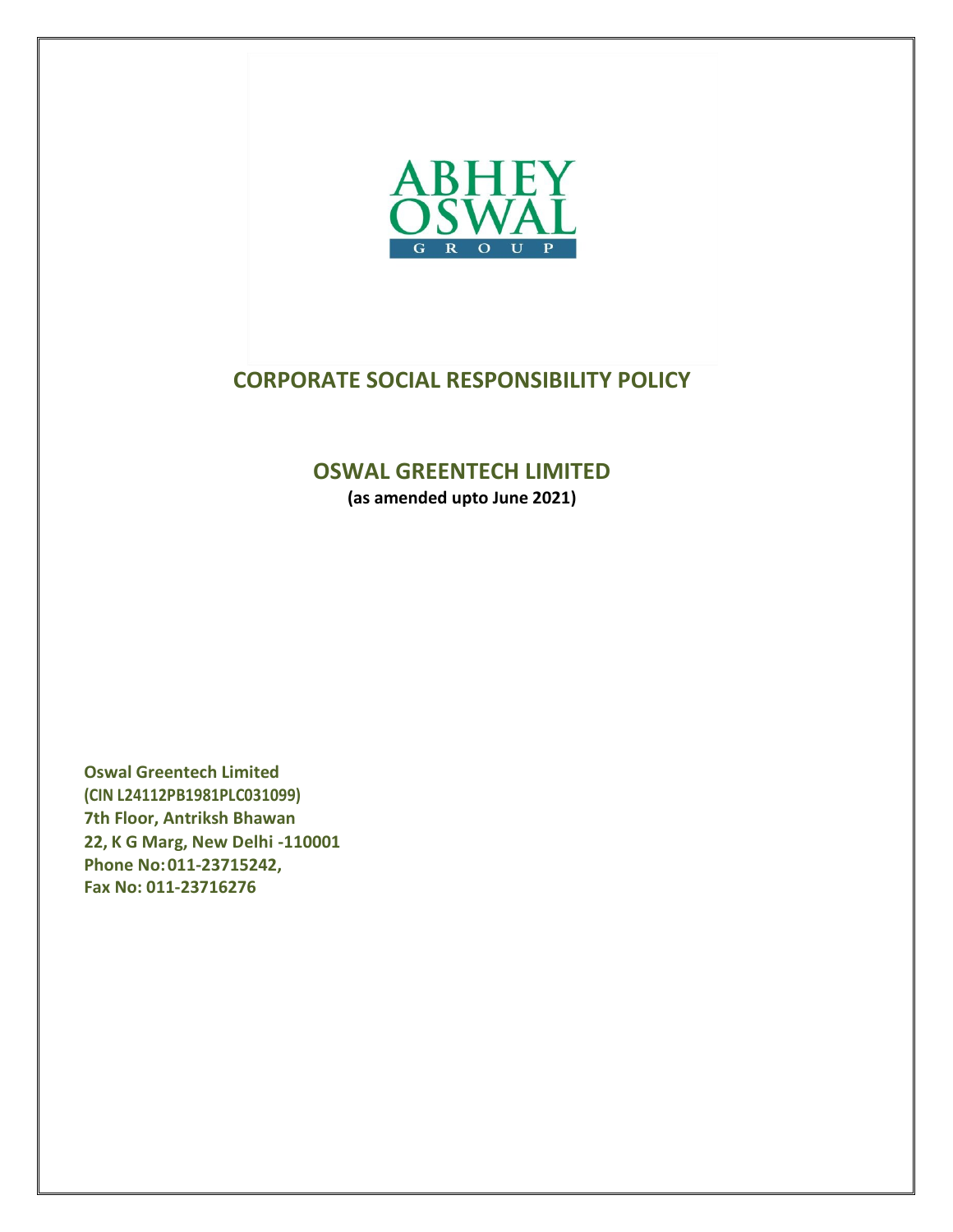ABHEY OSWAL GROUP

# CORPORATE SOCIAL RESPONSIBILITY POLICY

## OSWAL GREENTECH LIMITED

**(as amended upto June 2021)**

**Oswal Greentech Limited**
**(CIN L24112PB1981PLC031099)**
**7th Floor, Antriksh Bhawan**
**22, K G Marg, New Delhi -110001**
**Phone No: 011-23715242,**
**Fax No: 011-23716276**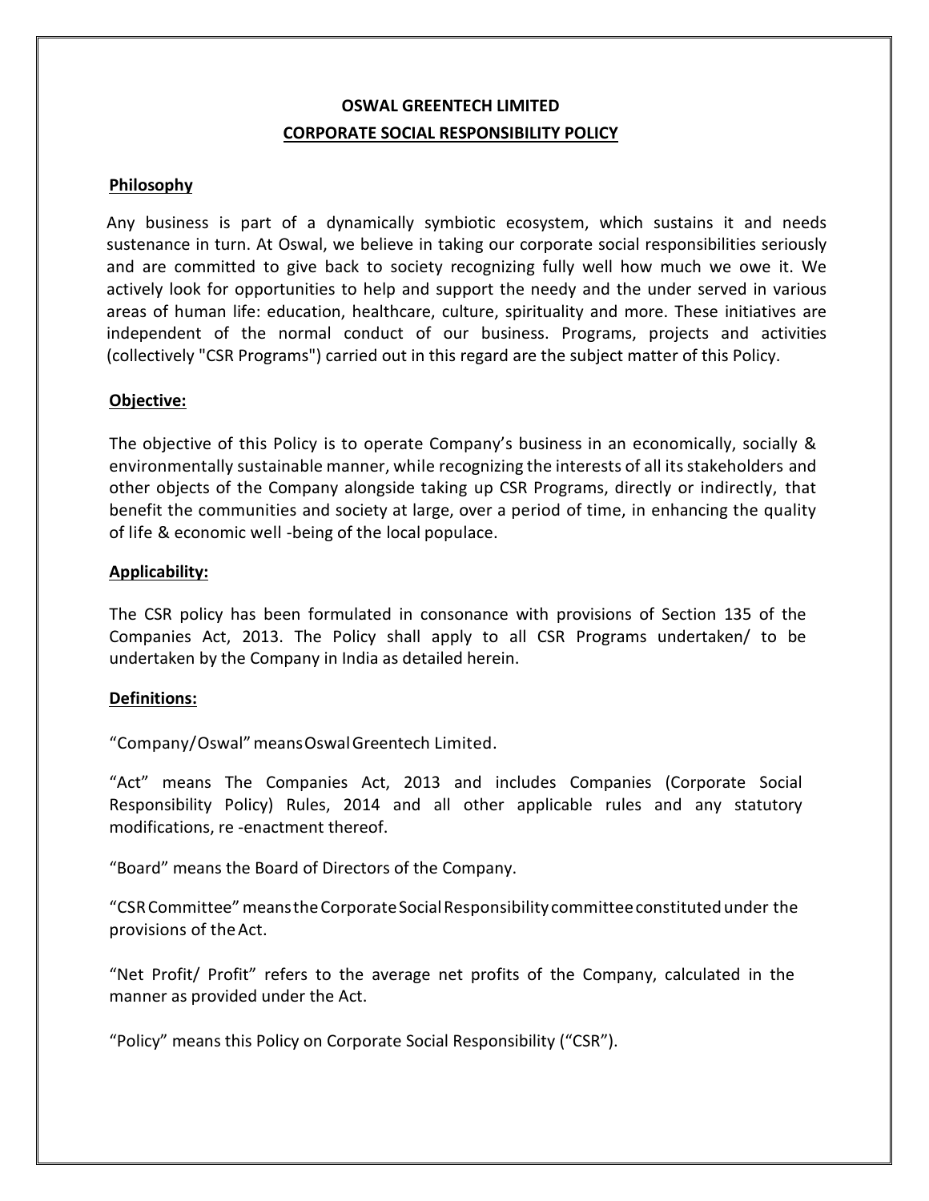# OSWAL GREENTECH LIMITED

## CORPORATE SOCIAL RESPONSIBILITY POLICY

### Philosophy

Any business is part of a dynamically symbiotic ecosystem, which sustains it and needs sustenance in turn. At Oswal, we believe in taking our corporate social responsibilities seriously and are committed to give back to society recognizing fully well how much we owe it. We actively look for opportunities to help and support the needy and the under served in various areas of human life: education, healthcare, culture, spirituality and more. These initiatives are independent of the normal conduct of our business. Programs, projects and activities (collectively "CSR Programs") carried out in this regard are the subject matter of this Policy.

### Objective:

The objective of this Policy is to operate Company's business in an economically, socially & environmentally sustainable manner, while recognizing the interests of all its stakeholders and other objects of the Company alongside taking up CSR Programs, directly or indirectly, that benefit the communities and society at large, over a period of time, in enhancing the quality of life & economic well -being of the local populace.

### Applicability:

The CSR policy has been formulated in consonance with provisions of Section 135 of the Companies Act, 2013. The Policy shall apply to all CSR Programs undertaken/ to be undertaken by the Company in India as detailed herein.

### Definitions:

"Company/Oswal" means Oswal Greentech Limited.

"Act" means The Companies Act, 2013 and includes Companies (Corporate Social Responsibility Policy) Rules, 2014 and all other applicable rules and any statutory modifications, re -enactment thereof.

"Board" means the Board of Directors of the Company.

"CSR Committee" means the Corporate Social Responsibility committee constituted under the provisions of the Act.

"Net Profit/ Profit" refers to the average net profits of the Company, calculated in the manner as provided under the Act.

"Policy" means this Policy on Corporate Social Responsibility ("CSR").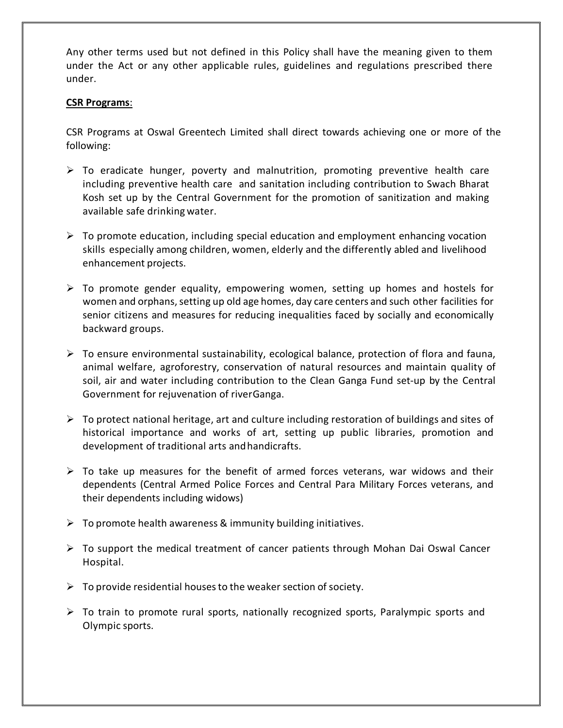Any other terms used but not defined in this Policy shall have the meaning given to them under the Act or any other applicable rules, guidelines and regulations prescribed there under.

**CSR Programs**:

CSR Programs at Oswal Greentech Limited shall direct towards achieving one or more of the following:

- To eradicate hunger, poverty and malnutrition, promoting preventive health care including preventive health care and sanitation including contribution to Swach Bharat Kosh set up by the Central Government for the promotion of sanitization and making available safe drinking water.
- To promote education, including special education and employment enhancing vocation skills especially among children, women, elderly and the differently abled and livelihood enhancement projects.
- To promote gender equality, empowering women, setting up homes and hostels for women and orphans, setting up old age homes, day care centers and such other facilities for senior citizens and measures for reducing inequalities faced by socially and economically backward groups.
- To ensure environmental sustainability, ecological balance, protection of flora and fauna, animal welfare, agroforestry, conservation of natural resources and maintain quality of soil, air and water including contribution to the Clean Ganga Fund set-up by the Central Government for rejuvenation of riverGanga.
- To protect national heritage, art and culture including restoration of buildings and sites of historical importance and works of art, setting up public libraries, promotion and development of traditional arts andhandicrafts.
- To take up measures for the benefit of armed forces veterans, war widows and their dependents (Central Armed Police Forces and Central Para Military Forces veterans, and their dependents including widows)
- To promote health awareness & immunity building initiatives.
- To support the medical treatment of cancer patients through Mohan Dai Oswal Cancer Hospital.
- To provide residential houses to the weaker section of society.
- To train to promote rural sports, nationally recognized sports, Paralympic sports and Olympic sports.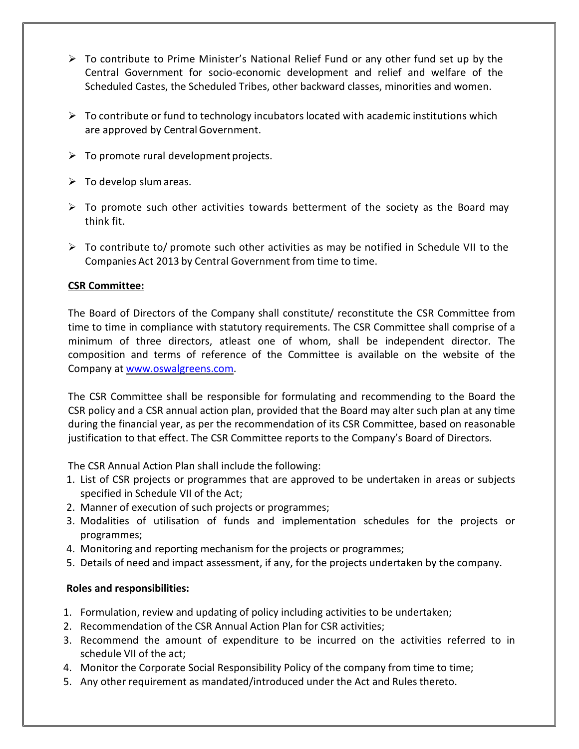- To contribute to Prime Minister's National Relief Fund or any other fund set up by the Central Government for socio-economic development and relief and welfare of the Scheduled Castes, the Scheduled Tribes, other backward classes, minorities and women.
- To contribute or fund to technology incubators located with academic institutions which are approved by Central Government.
- To promote rural development projects.
- To develop slum areas.
- To promote such other activities towards betterment of the society as the Board may think fit.
- To contribute to/ promote such other activities as may be notified in Schedule VII to the Companies Act 2013 by Central Government from time to time.

**CSR Committee:**

The Board of Directors of the Company shall constitute/ reconstitute the CSR Committee from time to time in compliance with statutory requirements. The CSR Committee shall comprise of a minimum of three directors, atleast one of whom, shall be independent director. The composition and terms of reference of the Committee is available on the website of the Company at www.oswalgreens.com.

The CSR Committee shall be responsible for formulating and recommending to the Board the CSR policy and a CSR annual action plan, provided that the Board may alter such plan at any time during the financial year, as per the recommendation of its CSR Committee, based on reasonable justification to that effect. The CSR Committee reports to the Company's Board of Directors.

The CSR Annual Action Plan shall include the following:

1. List of CSR projects or programmes that are approved to be undertaken in areas or subjects specified in Schedule VII of the Act;
2. Manner of execution of such projects or programmes;
3. Modalities of utilisation of funds and implementation schedules for the projects or programmes;
4. Monitoring and reporting mechanism for the projects or programmes;
5. Details of need and impact assessment, if any, for the projects undertaken by the company.

**Roles and responsibilities:**

1. Formulation, review and updating of policy including activities to be undertaken;
2. Recommendation of the CSR Annual Action Plan for CSR activities;
3. Recommend the amount of expenditure to be incurred on the activities referred to in schedule VII of the act;
4. Monitor the Corporate Social Responsibility Policy of the company from time to time;
5. Any other requirement as mandated/introduced under the Act and Rules thereto.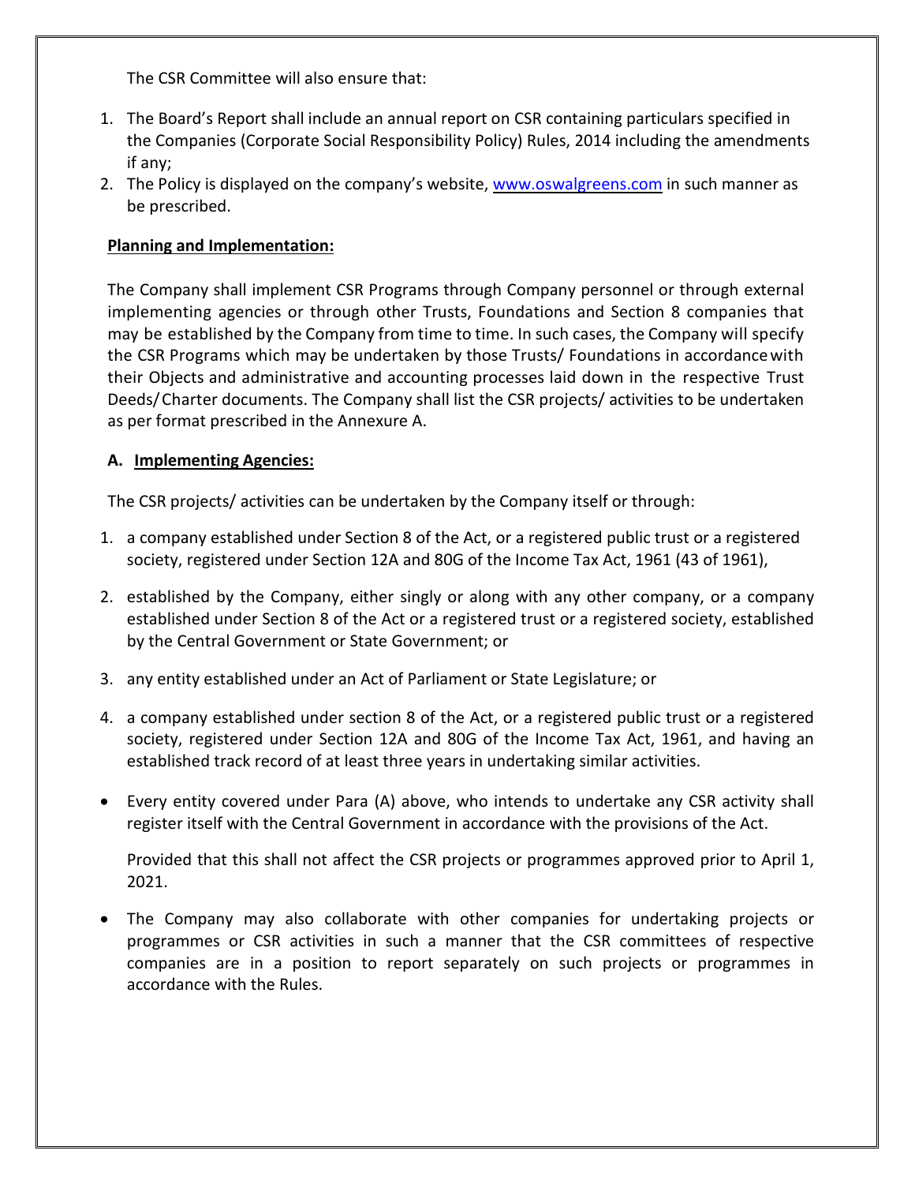The CSR Committee will also ensure that:

1. The Board's Report shall include an annual report on CSR containing particulars specified in the Companies (Corporate Social Responsibility Policy) Rules, 2014 including the amendments if any;
2. The Policy is displayed on the company's website, [www.oswalgreens.com](www.oswalgreens.com) in such manner as be prescribed.

**Planning and Implementation:**

The Company shall implement CSR Programs through Company personnel or through external implementing agencies or through other Trusts, Foundations and Section 8 companies that may be established by the Company from time to time. In such cases, the Company will specify the CSR Programs which may be undertaken by those Trusts/ Foundations in accordance with their Objects and administrative and accounting processes laid down in the respective Trust Deeds/ Charter documents. The Company shall list the CSR projects/ activities to be undertaken as per format prescribed in the Annexure A.

**A. Implementing Agencies:**

The CSR projects/ activities can be undertaken by the Company itself or through:

1. a company established under Section 8 of the Act, or a registered public trust or a registered society, registered under Section 12A and 80G of the Income Tax Act, 1961 (43 of 1961),

2. established by the Company, either singly or along with any other company, or a company established under Section 8 of the Act or a registered trust or a registered society, established by the Central Government or State Government; or

3. any entity established under an Act of Parliament or State Legislature; or

4. a company established under section 8 of the Act, or a registered public trust or a registered society, registered under Section 12A and 80G of the Income Tax Act, 1961, and having an established track record of at least three years in undertaking similar activities.

- Every entity covered under Para (A) above, who intends to undertake any CSR activity shall register itself with the Central Government in accordance with the provisions of the Act.

  Provided that this shall not affect the CSR projects or programmes approved prior to April 1, 2021.

- The Company may also collaborate with other companies for undertaking projects or programmes or CSR activities in such a manner that the CSR committees of respective companies are in a position to report separately on such projects or programmes in accordance with the Rules.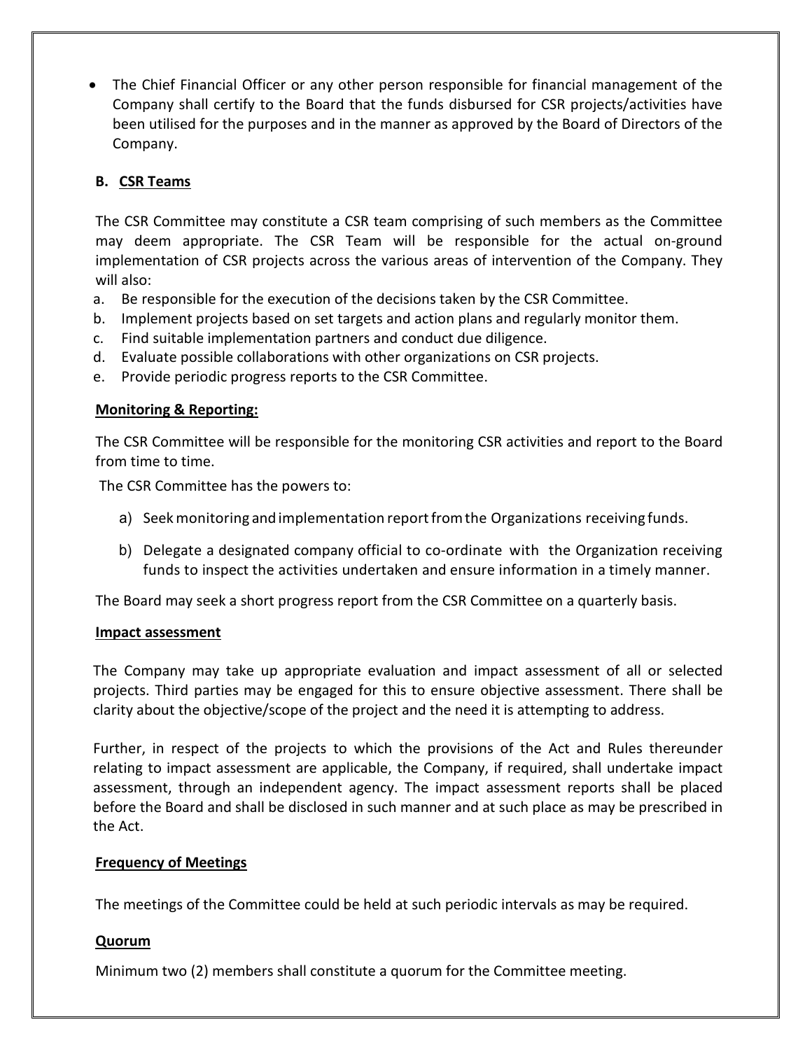- The Chief Financial Officer or any other person responsible for financial management of the Company shall certify to the Board that the funds disbursed for CSR projects/activities have been utilised for the purposes and in the manner as approved by the Board of Directors of the Company.

### B. CSR Teams

The CSR Committee may constitute a CSR team comprising of such members as the Committee may deem appropriate. The CSR Team will be responsible for the actual on-ground implementation of CSR projects across the various areas of intervention of the Company. They will also:

a. Be responsible for the execution of the decisions taken by the CSR Committee.
b. Implement projects based on set targets and action plans and regularly monitor them.
c. Find suitable implementation partners and conduct due diligence.
d. Evaluate possible collaborations with other organizations on CSR projects.
e. Provide periodic progress reports to the CSR Committee.

### Monitoring & Reporting:

The CSR Committee will be responsible for the monitoring CSR activities and report to the Board from time to time.

The CSR Committee has the powers to:

a) Seek monitoring and implementation report from the Organizations receiving funds.

b) Delegate a designated company official to co-ordinate with the Organization receiving funds to inspect the activities undertaken and ensure information in a timely manner.

The Board may seek a short progress report from the CSR Committee on a quarterly basis.

### Impact assessment

The Company may take up appropriate evaluation and impact assessment of all or selected projects. Third parties may be engaged for this to ensure objective assessment. There shall be clarity about the objective/scope of the project and the need it is attempting to address.

Further, in respect of the projects to which the provisions of the Act and Rules thereunder relating to impact assessment are applicable, the Company, if required, shall undertake impact assessment, through an independent agency. The impact assessment reports shall be placed before the Board and shall be disclosed in such manner and at such place as may be prescribed in the Act.

### Frequency of Meetings

The meetings of the Committee could be held at such periodic intervals as may be required.

### Quorum

Minimum two (2) members shall constitute a quorum for the Committee meeting.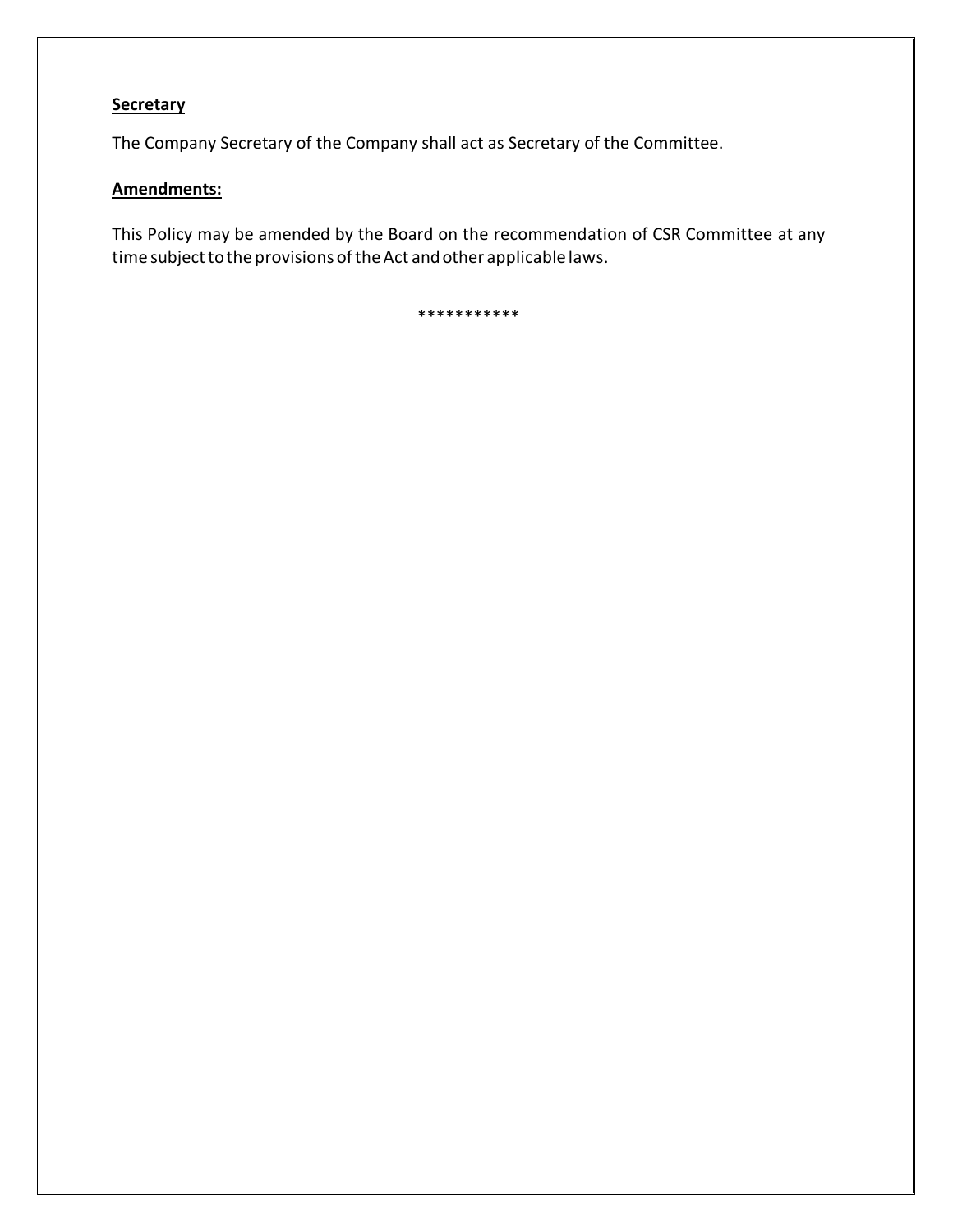**Secretary**

The Company Secretary of the Company shall act as Secretary of the Committee.

**Amendments:**

This Policy may be amended by the Board on the recommendation of CSR Committee at any time subject to the provisions of the Act and other applicable laws.

***********